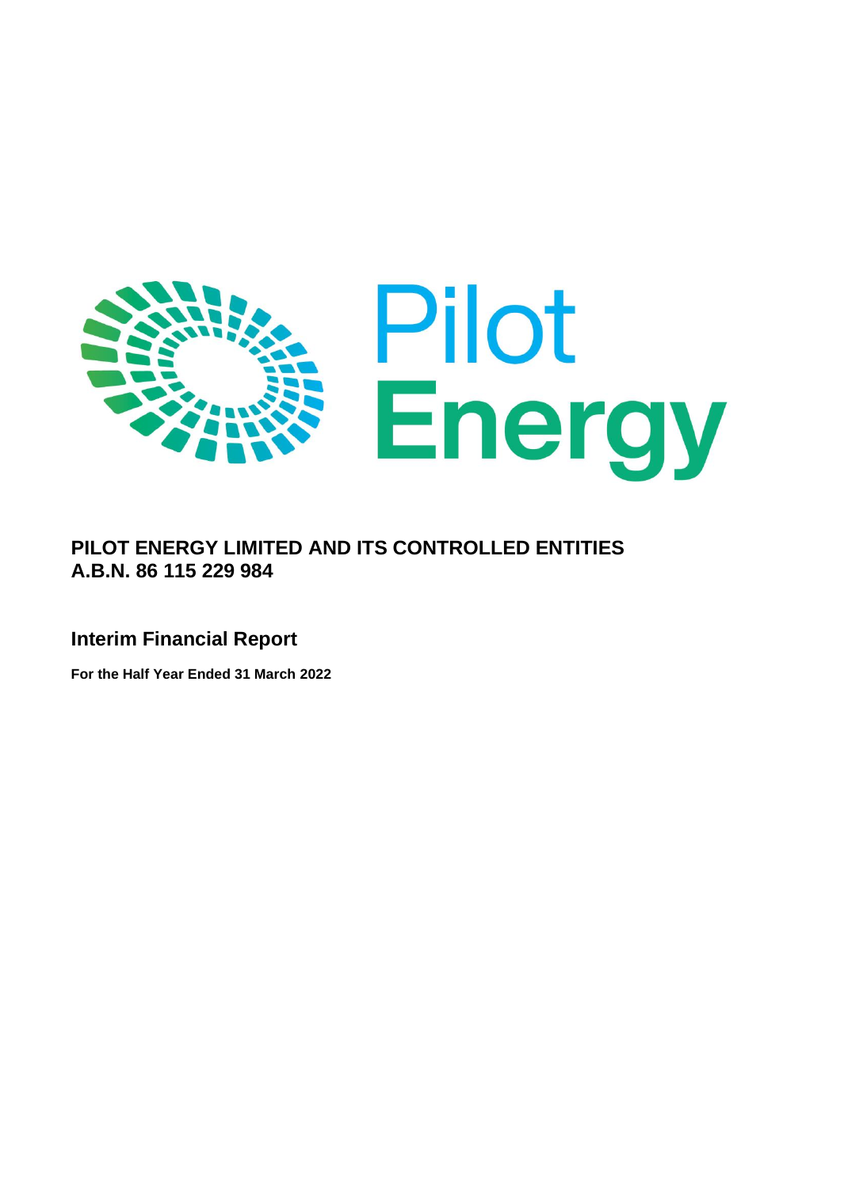Pilot Energy

# PILOT ENERGY LIMITED AND ITS CONTROLLED ENTITIES
# A.B.N. 86 115 229 984

## Interim Financial Report

**For the Half Year Ended 31 March 2022**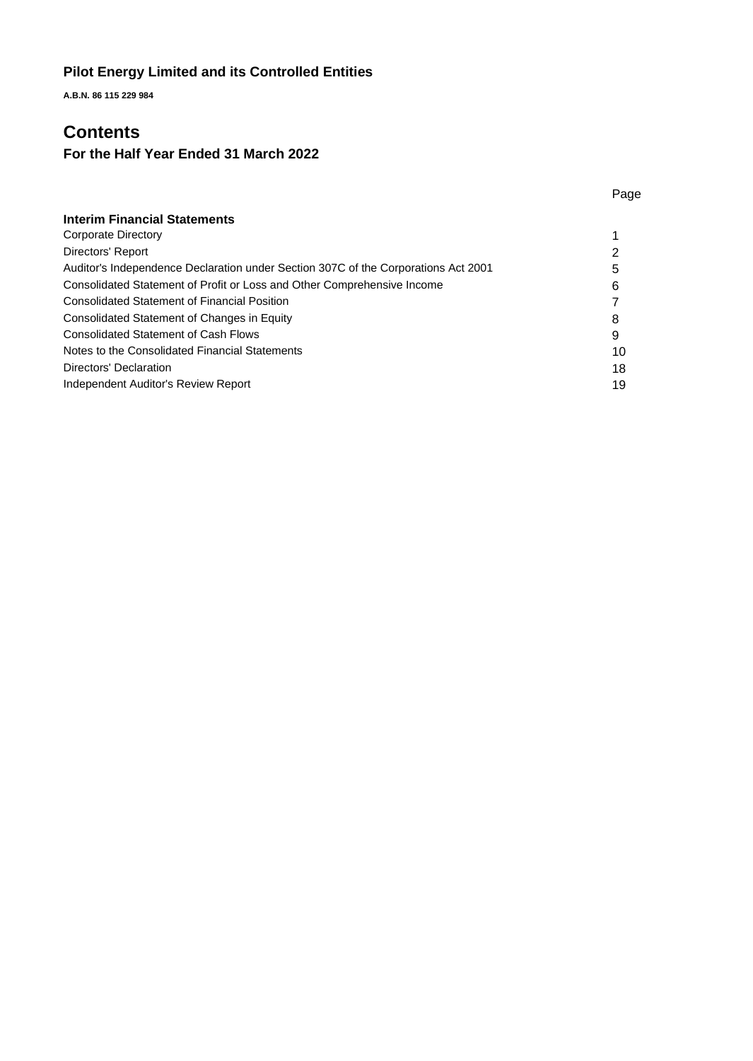**Pilot Energy Limited and its Controlled Entities**

**A.B.N. 86 115 229 984**

# Contents

## For the Half Year Ended 31 March 2022

| | Page |
|---|---|
| **Interim Financial Statements** | |
| Corporate Directory | 1 |
| Directors' Report | 2 |
| Auditor's Independence Declaration under Section 307C of the Corporations Act 2001 | 5 |
| Consolidated Statement of Profit or Loss and Other Comprehensive Income | 6 |
| Consolidated Statement of Financial Position | 7 |
| Consolidated Statement of Changes in Equity | 8 |
| Consolidated Statement of Cash Flows | 9 |
| Notes to the Consolidated Financial Statements | 10 |
| Directors' Declaration | 18 |
| Independent Auditor's Review Report | 19 |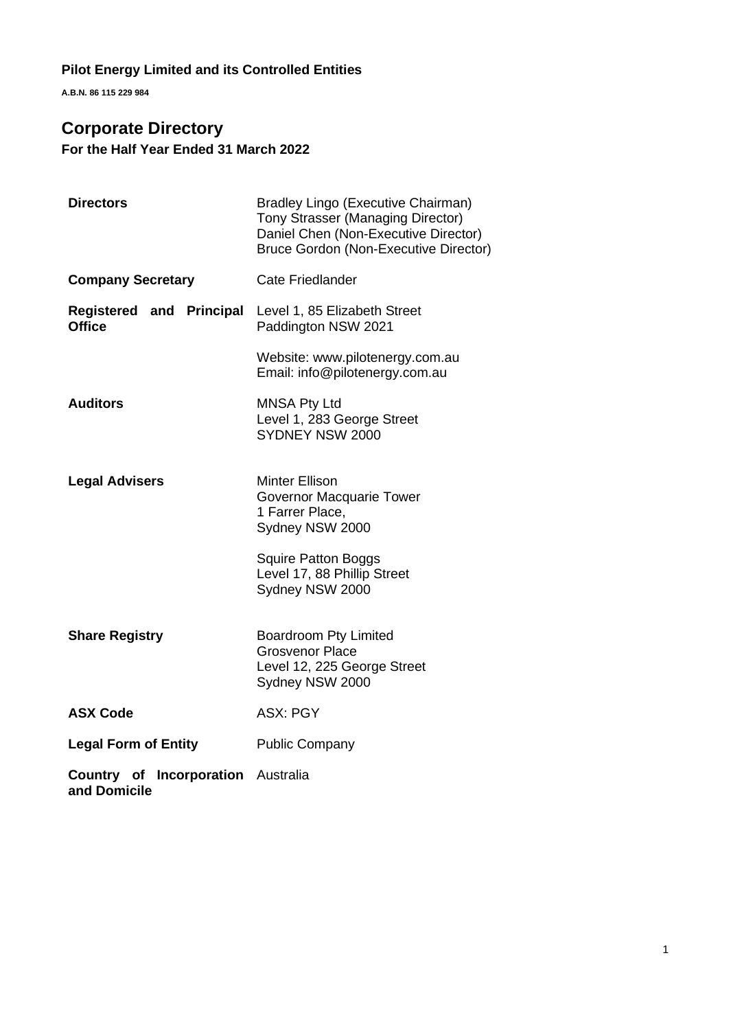**Pilot Energy Limited and its Controlled Entities**

**A.B.N. 86 115 229 984**

# Corporate Directory

**For the Half Year Ended 31 March 2022**

| | |
|---|---|
| **Directors** | Bradley Lingo (Executive Chairman)<br>Tony Strasser (Managing Director)<br>Daniel Chen (Non-Executive Director)<br>Bruce Gordon (Non-Executive Director) |
| **Company Secretary** | Cate Friedlander |
| **Registered and Principal Office** | Level 1, 85 Elizabeth Street<br>Paddington NSW 2021<br><br>Website: www.pilotenergy.com.au<br>Email: info@pilotenergy.com.au |
| **Auditors** | MNSA Pty Ltd<br>Level 1, 283 George Street<br>SYDNEY NSW 2000 |
| **Legal Advisers** | Minter Ellison<br>Governor Macquarie Tower<br>1 Farrer Place,<br>Sydney NSW 2000<br><br>Squire Patton Boggs<br>Level 17, 88 Phillip Street<br>Sydney NSW 2000 |
| **Share Registry** | Boardroom Pty Limited<br>Grosvenor Place<br>Level 12, 225 George Street<br>Sydney NSW 2000 |
| **ASX Code** | ASX: PGY |
| **Legal Form of Entity** | Public Company |
| **Country of Incorporation and Domicile** | Australia |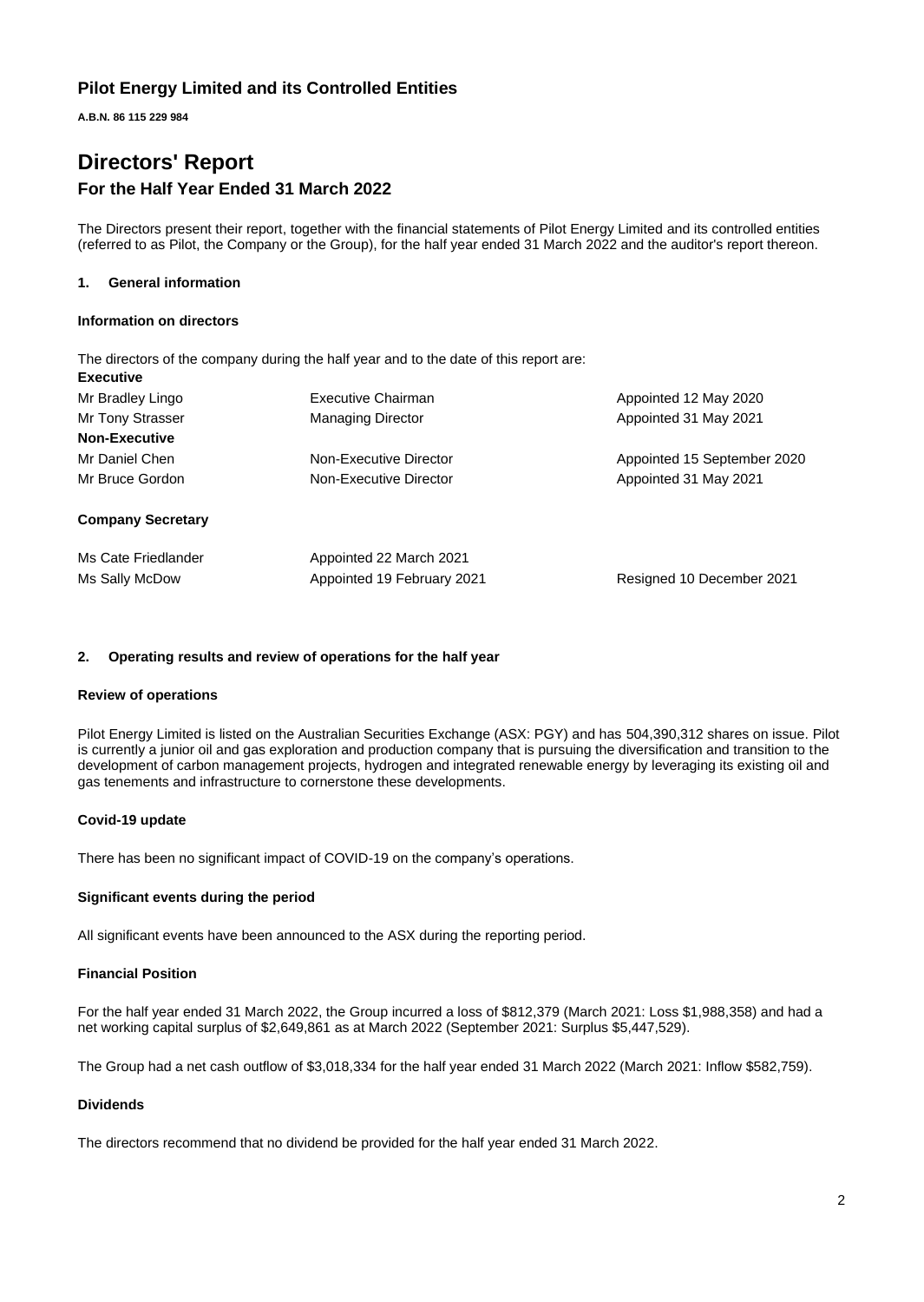# Pilot Energy Limited and its Controlled Entities

**A.B.N. 86 115 229 984**

# Directors' Report

## For the Half Year Ended 31 March 2022

The Directors present their report, together with the financial statements of Pilot Energy Limited and its controlled entities (referred to as Pilot, the Company or the Group), for the half year ended 31 March 2022 and the auditor's report thereon.

### 1. General information

#### Information on directors

The directors of the company during the half year and to the date of this report are:

| | | |
|---|---|---|
| **Executive** | | |
| Mr Bradley Lingo | Executive Chairman | Appointed 12 May 2020 |
| Mr Tony Strasser | Managing Director | Appointed 31 May 2021 |
| **Non-Executive** | | |
| Mr Daniel Chen | Non-Executive Director | Appointed 15 September 2020 |
| Mr Bruce Gordon | Non-Executive Director | Appointed 31 May 2021 |

#### Company Secretary

| | | |
|---|---|---|
| Ms Cate Friedlander | Appointed 22 March 2021 | |
| Ms Sally McDow | Appointed 19 February 2021 | Resigned 10 December 2021 |

### 2. Operating results and review of operations for the half year

#### Review of operations

Pilot Energy Limited is listed on the Australian Securities Exchange (ASX: PGY) and has 504,390,312 shares on issue. Pilot is currently a junior oil and gas exploration and production company that is pursuing the diversification and transition to the development of carbon management projects, hydrogen and integrated renewable energy by leveraging its existing oil and gas tenements and infrastructure to cornerstone these developments.

#### Covid-19 update

There has been no significant impact of COVID-19 on the company's operations.

#### Significant events during the period

All significant events have been announced to the ASX during the reporting period.

#### Financial Position

For the half year ended 31 March 2022, the Group incurred a loss of $812,379 (March 2021: Loss $1,988,358) and had a net working capital surplus of $2,649,861 as at March 2022 (September 2021: Surplus $5,447,529).

The Group had a net cash outflow of $3,018,334 for the half year ended 31 March 2022 (March 2021: Inflow $582,759).

#### Dividends

The directors recommend that no dividend be provided for the half year ended 31 March 2022.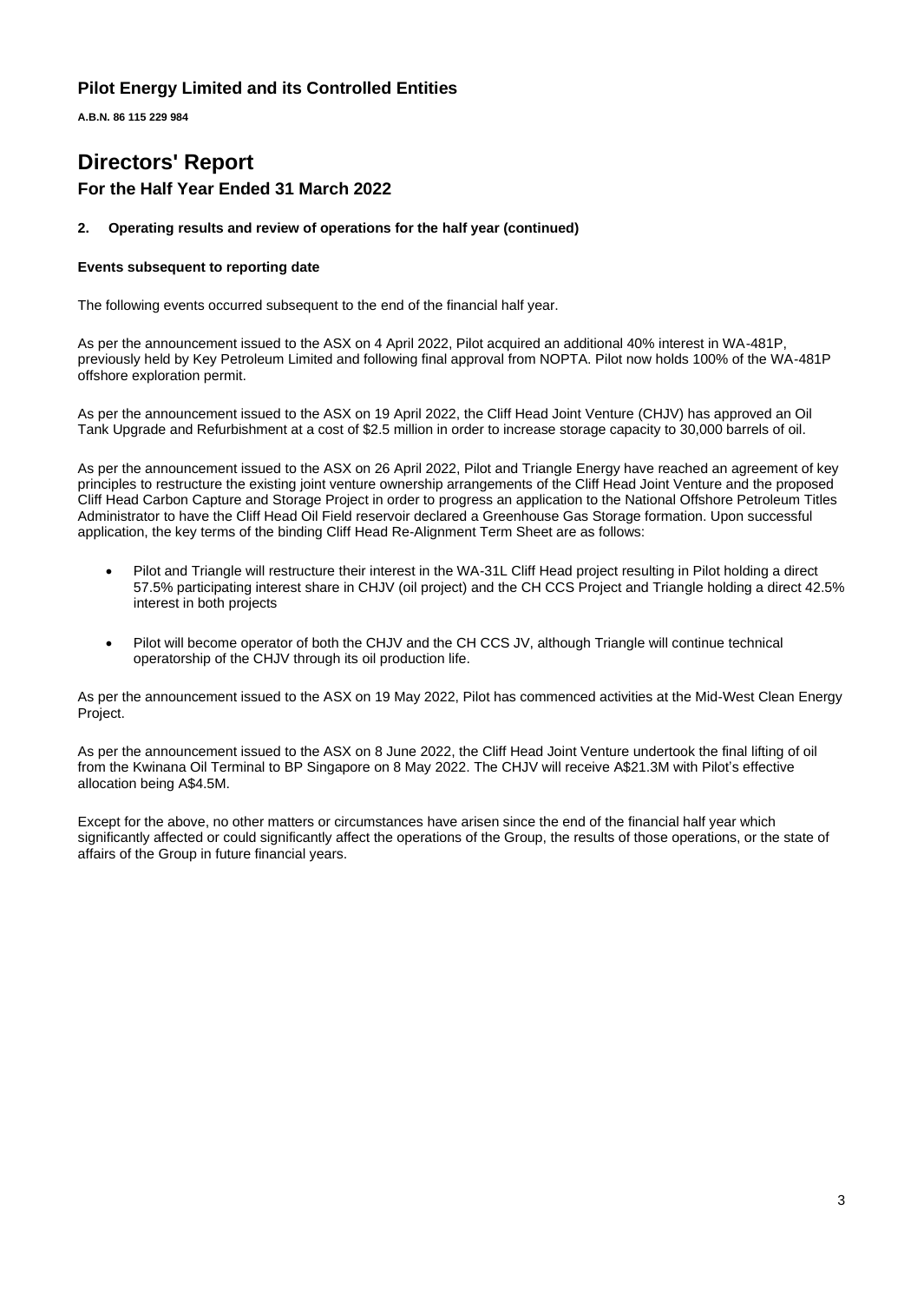## Pilot Energy Limited and its Controlled Entities

**A.B.N. 86 115 229 984**

# Directors' Report

## For the Half Year Ended 31 March 2022

### 2. Operating results and review of operations for the half year (continued)

**Events subsequent to reporting date**

The following events occurred subsequent to the end of the financial half year.

As per the announcement issued to the ASX on 4 April 2022, Pilot acquired an additional 40% interest in WA-481P, previously held by Key Petroleum Limited and following final approval from NOPTA. Pilot now holds 100% of the WA-481P offshore exploration permit.

As per the announcement issued to the ASX on 19 April 2022, the Cliff Head Joint Venture (CHJV) has approved an Oil Tank Upgrade and Refurbishment at a cost of $2.5 million in order to increase storage capacity to 30,000 barrels of oil.

As per the announcement issued to the ASX on 26 April 2022, Pilot and Triangle Energy have reached an agreement of key principles to restructure the existing joint venture ownership arrangements of the Cliff Head Joint Venture and the proposed Cliff Head Carbon Capture and Storage Project in order to progress an application to the National Offshore Petroleum Titles Administrator to have the Cliff Head Oil Field reservoir declared a Greenhouse Gas Storage formation. Upon successful application, the key terms of the binding Cliff Head Re-Alignment Term Sheet are as follows:

- Pilot and Triangle will restructure their interest in the WA-31L Cliff Head project resulting in Pilot holding a direct 57.5% participating interest share in CHJV (oil project) and the CH CCS Project and Triangle holding a direct 42.5% interest in both projects
- Pilot will become operator of both the CHJV and the CH CCS JV, although Triangle will continue technical operatorship of the CHJV through its oil production life.

As per the announcement issued to the ASX on 19 May 2022, Pilot has commenced activities at the Mid-West Clean Energy Project.

As per the announcement issued to the ASX on 8 June 2022, the Cliff Head Joint Venture undertook the final lifting of oil from the Kwinana Oil Terminal to BP Singapore on 8 May 2022. The CHJV will receive A$21.3M with Pilot's effective allocation being A$4.5M.

Except for the above, no other matters or circumstances have arisen since the end of the financial half year which significantly affected or could significantly affect the operations of the Group, the results of those operations, or the state of affairs of the Group in future financial years.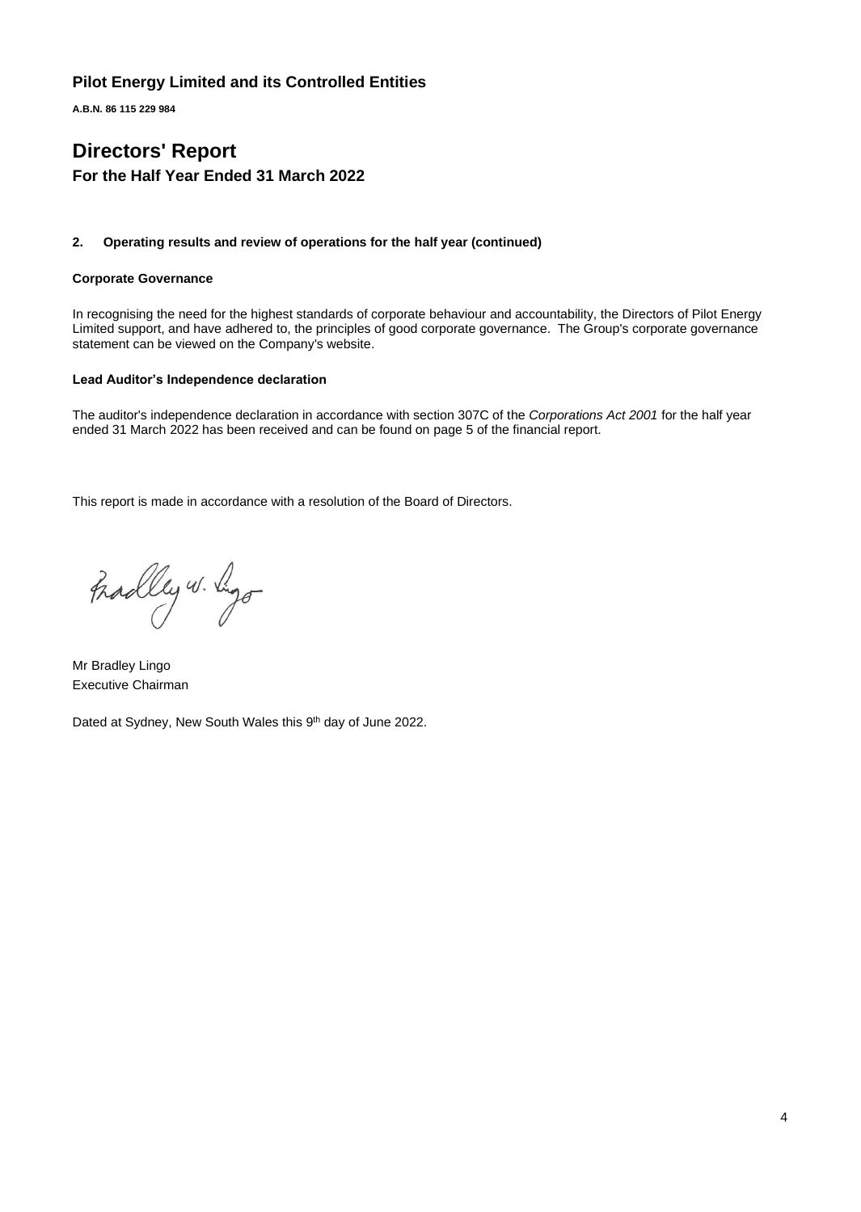# Pilot Energy Limited and its Controlled Entities

**A.B.N. 86 115 229 984**

# Directors' Report

## For the Half Year Ended 31 March 2022

#### 2. Operating results and review of operations for the half year (continued)

**Corporate Governance**

In recognising the need for the highest standards of corporate behaviour and accountability, the Directors of Pilot Energy Limited support, and have adhered to, the principles of good corporate governance. The Group's corporate governance statement can be viewed on the Company's website.

**Lead Auditor's Independence declaration**

The auditor's independence declaration in accordance with section 307C of the *Corporations Act 2001* for the half year ended 31 March 2022 has been received and can be found on page 5 of the financial report.

This report is made in accordance with a resolution of the Board of Directors.

Mr Bradley Lingo
Executive Chairman

Dated at Sydney, New South Wales this 9th day of June 2022.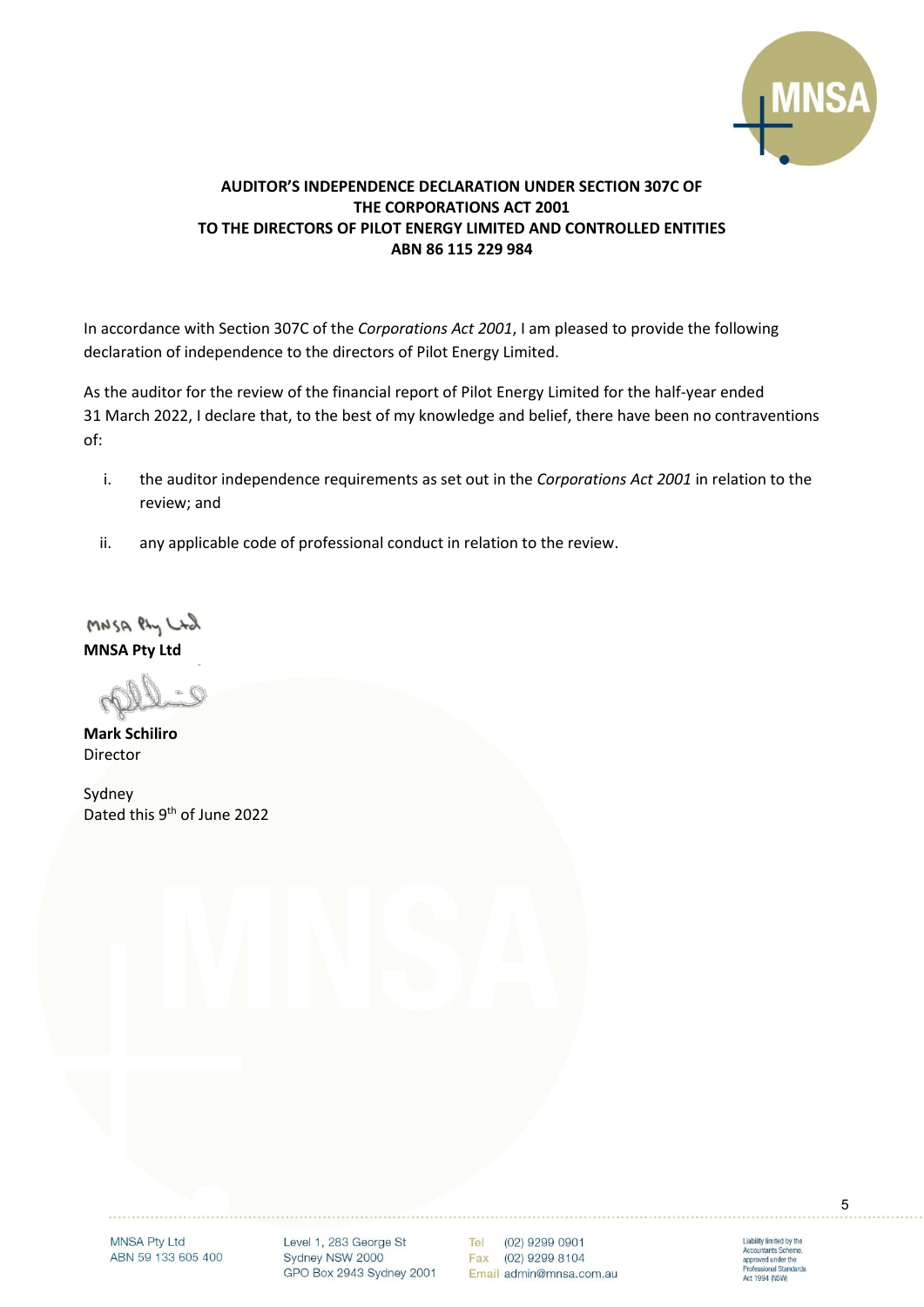**AUDITOR'S INDEPENDENCE DECLARATION UNDER SECTION 307C OF THE CORPORATIONS ACT 2001 TO THE DIRECTORS OF PILOT ENERGY LIMITED AND CONTROLLED ENTITIES ABN 86 115 229 984**

In accordance with Section 307C of the *Corporations Act 2001*, I am pleased to provide the following declaration of independence to the directors of Pilot Energy Limited.

As the auditor for the review of the financial report of Pilot Energy Limited for the half-year ended 31 March 2022, I declare that, to the best of my knowledge and belief, there have been no contraventions of:

i. the auditor independence requirements as set out in the *Corporations Act 2001* in relation to the review; and

ii. any applicable code of professional conduct in relation to the review.

MNSA Pty Ltd

**MNSA Pty Ltd**

**Mark Schiliro**
Director

Sydney
Dated this 9th of June 2022

MNSA Pty Ltd
ABN 59 133 605 400

Level 1, 283 George St
Sydney NSW 2000
GPO Box 2943 Sydney 2001

Tel (02) 9299 0901
Fax (02) 9299 8104
Email admin@mnsa.com.au

Liability limited by the Accountants Scheme, approved under the Professional Standards Act 1994 (NSW)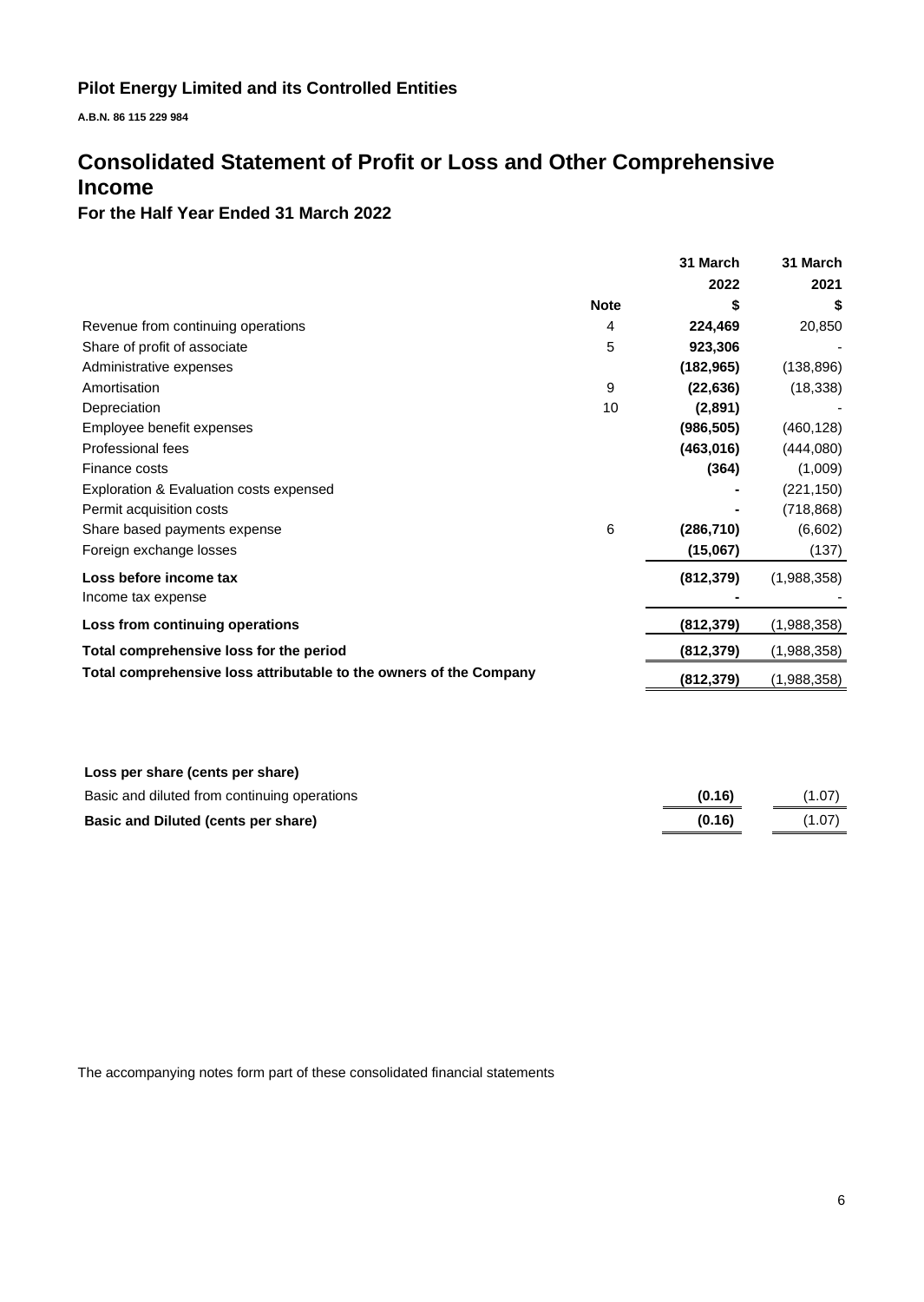**Pilot Energy Limited and its Controlled Entities**

**A.B.N. 86 115 229 984**

# Consolidated Statement of Profit or Loss and Other Comprehensive Income

## For the Half Year Ended 31 March 2022

| | Note | 31 March 2022 $ | 31 March 2021 $ |
|---|---|---|---|
| Revenue from continuing operations | 4 | **224,469** | 20,850 |
| Share of profit of associate | 5 | **923,306** | - |
| Administrative expenses | | **(182,965)** | (138,896) |
| Amortisation | 9 | **(22,636)** | (18,338) |
| Depreciation | 10 | **(2,891)** | - |
| Employee benefit expenses | | **(986,505)** | (460,128) |
| Professional fees | | **(463,016)** | (444,080) |
| Finance costs | | **(364)** | (1,009) |
| Exploration & Evaluation costs expensed | | **-** | (221,150) |
| Permit acquisition costs | | **-** | (718,868) |
| Share based payments expense | 6 | **(286,710)** | (6,602) |
| Foreign exchange losses | | **(15,067)** | (137) |
| **Loss before income tax** | | **(812,379)** | (1,988,358) |
| Income tax expense | | **-** | - |
| **Loss from continuing operations** | | **(812,379)** | (1,988,358) |
| **Total comprehensive loss for the period** | | **(812,379)** | (1,988,358) |
| **Total comprehensive loss attributable to the owners of the Company** | | **(812,379)** | (1,988,358) |

| | | |
|---|---|---|
| **Loss per share (cents per share)** | | |
| Basic and diluted from continuing operations | **(0.16)** | (1.07) |
| **Basic and Diluted (cents per share)** | **(0.16)** | (1.07) |

The accompanying notes form part of these consolidated financial statements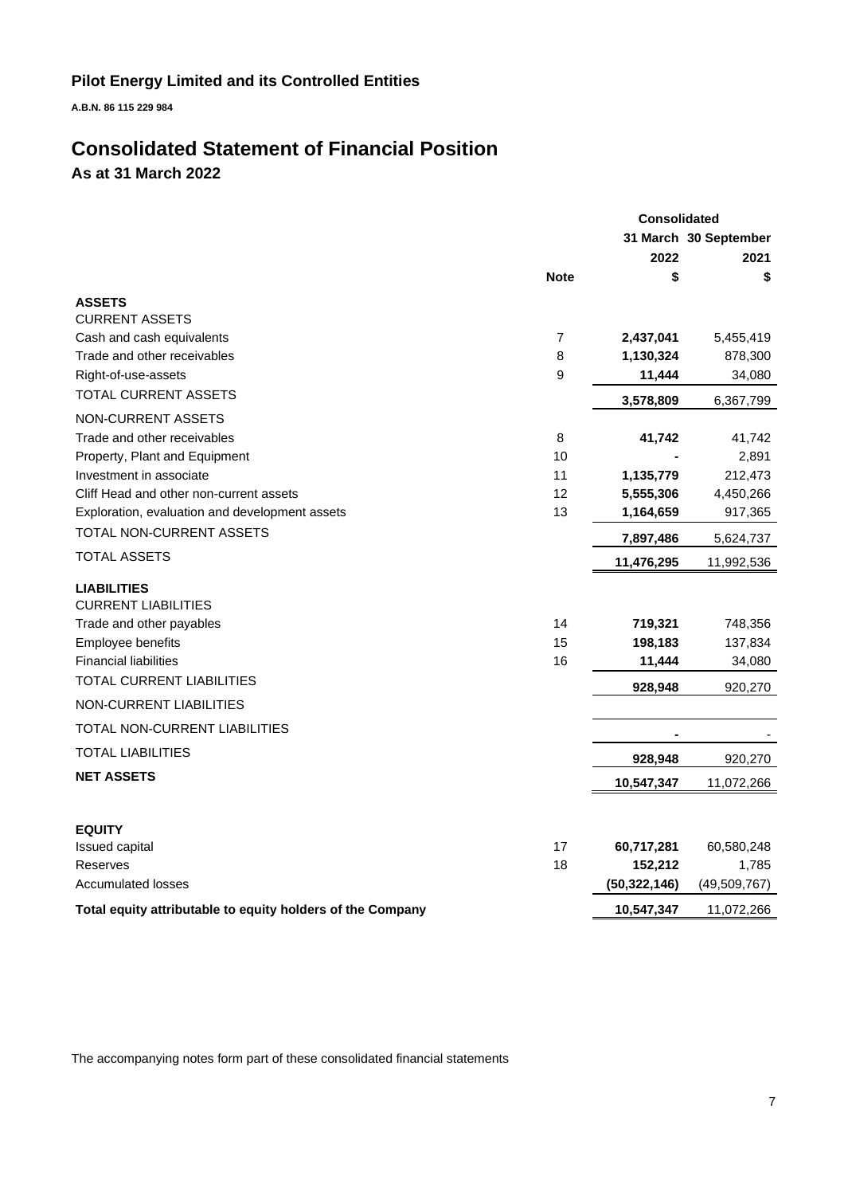## Pilot Energy Limited and its Controlled Entities

**A.B.N. 86 115 229 984**

# Consolidated Statement of Financial Position

### As at 31 March 2022

| | | Consolidated | |
|---|---|---|---|
| | | 31 March | 30 September |
| | | 2022 | 2021 |
| | Note | $ | $ |
| **ASSETS** | | | |
| CURRENT ASSETS | | | |
| Cash and cash equivalents | 7 | **2,437,041** | 5,455,419 |
| Trade and other receivables | 8 | **1,130,324** | 878,300 |
| Right-of-use-assets | 9 | **11,444** | 34,080 |
| TOTAL CURRENT ASSETS | | **3,578,809** | 6,367,799 |
| NON-CURRENT ASSETS | | | |
| Trade and other receivables | 8 | **41,742** | 41,742 |
| Property, Plant and Equipment | 10 | **-** | 2,891 |
| Investment in associate | 11 | **1,135,779** | 212,473 |
| Cliff Head and other non-current assets | 12 | **5,555,306** | 4,450,266 |
| Exploration, evaluation and development assets | 13 | **1,164,659** | 917,365 |
| TOTAL NON-CURRENT ASSETS | | **7,897,486** | 5,624,737 |
| TOTAL ASSETS | | **11,476,295** | 11,992,536 |
| **LIABILITIES** | | | |
| CURRENT LIABILITIES | | | |
| Trade and other payables | 14 | **719,321** | 748,356 |
| Employee benefits | 15 | **198,183** | 137,834 |
| Financial liabilities | 16 | **11,444** | 34,080 |
| TOTAL CURRENT LIABILITIES | | **928,948** | 920,270 |
| NON-CURRENT LIABILITIES | | | |
| TOTAL NON-CURRENT LIABILITIES | | **-** | - |
| TOTAL LIABILITIES | | **928,948** | 920,270 |
| **NET ASSETS** | | **10,547,347** | 11,072,266 |
| | | | |
| **EQUITY** | | | |
| Issued capital | 17 | **60,717,281** | 60,580,248 |
| Reserves | 18 | **152,212** | 1,785 |
| Accumulated losses | | **(50,322,146)** | (49,509,767) |
| **Total equity attributable to equity holders of the Company** | | **10,547,347** | 11,072,266 |

The accompanying notes form part of these consolidated financial statements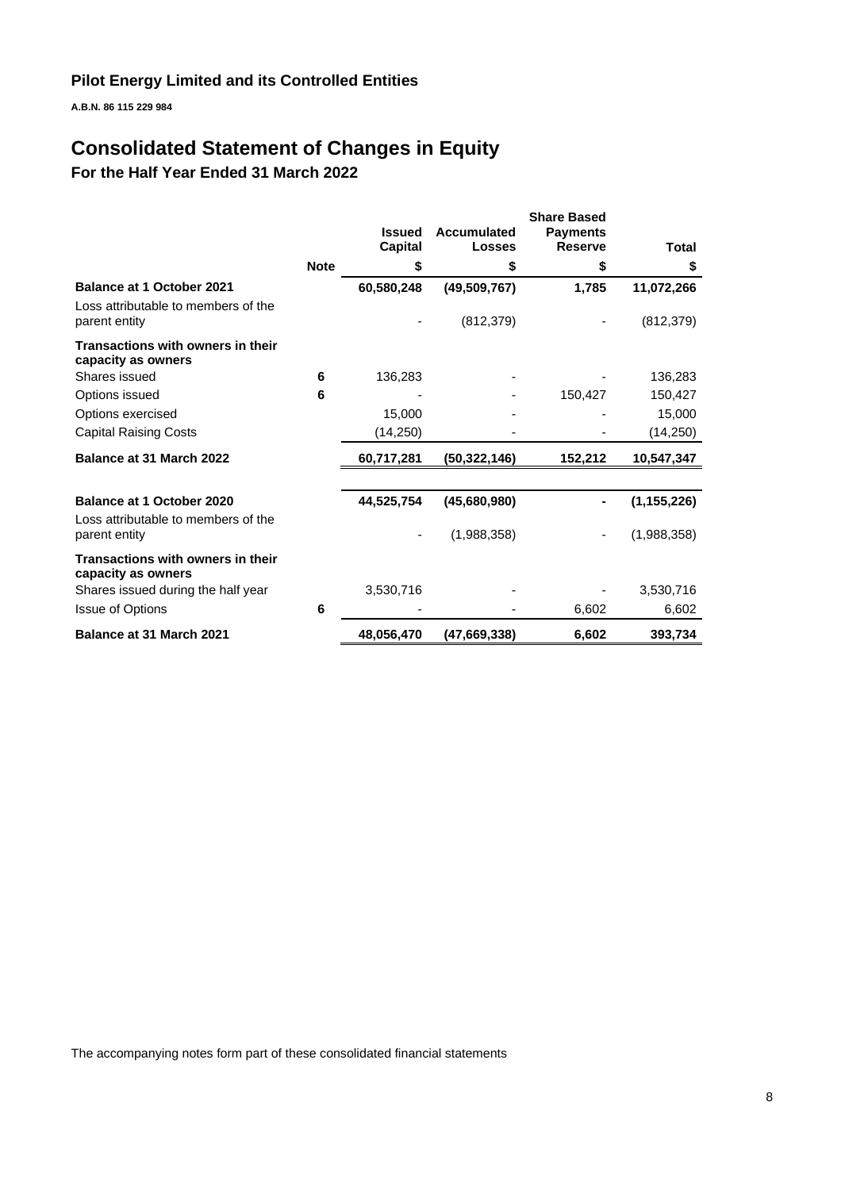**Pilot Energy Limited and its Controlled Entities**

**A.B.N. 86 115 229 984**

# Consolidated Statement of Changes in Equity

## For the Half Year Ended 31 March 2022

| | Note | Issued Capital | Accumulated Losses | Share Based Payments Reserve | Total |
|---|---|---|---|---|---|
| | | $ | $ | $ | $ |
| **Balance at 1 October 2021** | | **60,580,248** | **(49,509,767)** | **1,785** | **11,072,266** |
| Loss attributable to members of the parent entity | | - | (812,379) | - | (812,379) |
| **Transactions with owners in their capacity as owners** | | | | | |
| Shares issued | 6 | 136,283 | - | - | 136,283 |
| Options issued | 6 | - | - | 150,427 | 150,427 |
| Options exercised | | 15,000 | - | - | 15,000 |
| Capital Raising Costs | | (14,250) | - | - | (14,250) |
| **Balance at 31 March 2022** | | **60,717,281** | **(50,322,146)** | **152,212** | **10,547,347** |
| | | | | | |
| **Balance at 1 October 2020** | | **44,525,754** | **(45,680,980)** | **-** | **(1,155,226)** |
| Loss attributable to members of the parent entity | | - | (1,988,358) | - | (1,988,358) |
| **Transactions with owners in their capacity as owners** | | | | | |
| Shares issued during the half year | | 3,530,716 | - | - | 3,530,716 |
| Issue of Options | 6 | - | - | 6,602 | 6,602 |
| **Balance at 31 March 2021** | | **48,056,470** | **(47,669,338)** | **6,602** | **393,734** |

The accompanying notes form part of these consolidated financial statements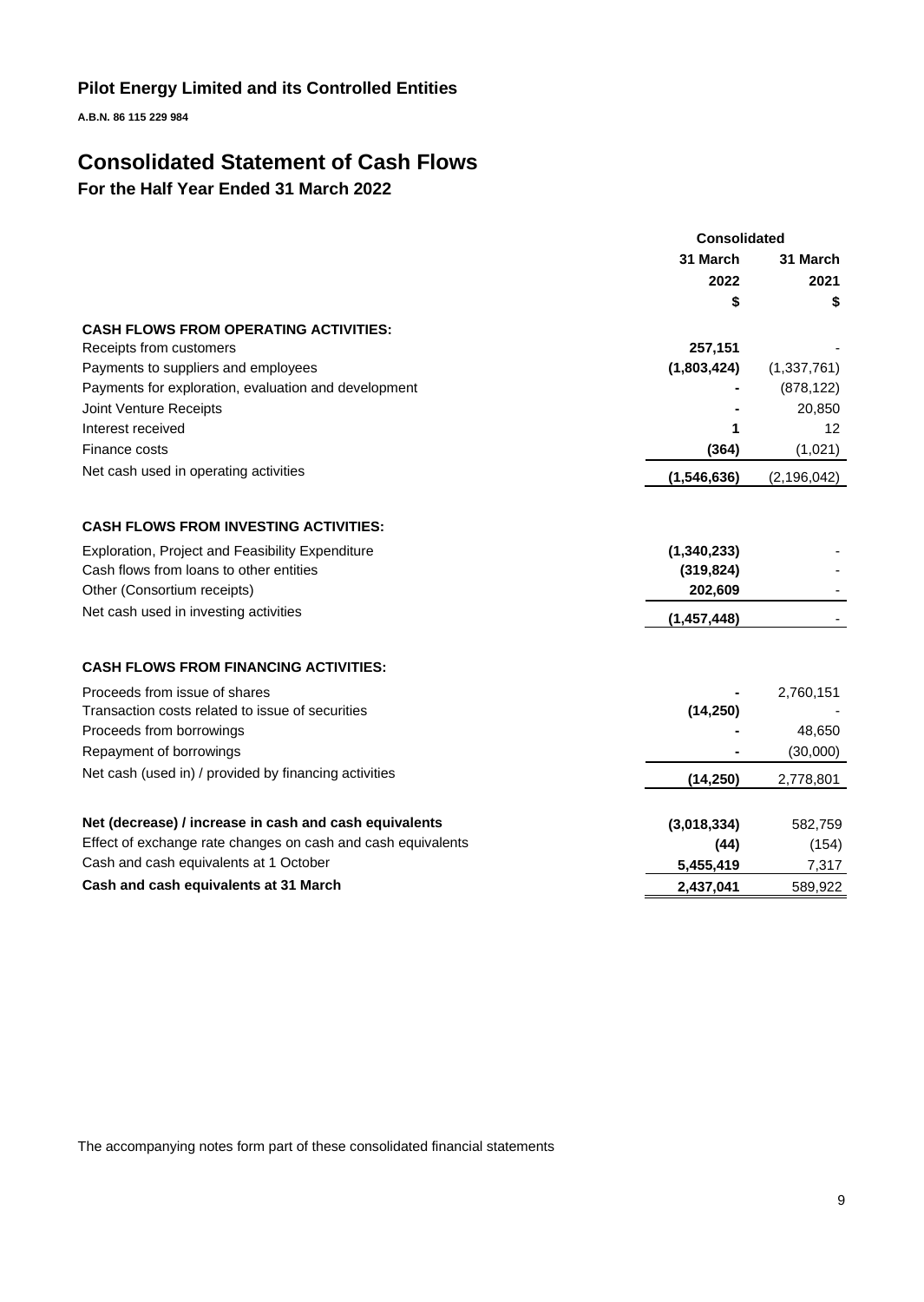# Pilot Energy Limited and its Controlled Entities

**A.B.N. 86 115 229 984**

# Consolidated Statement of Cash Flows

## For the Half Year Ended 31 March 2022

| | Consolidated | |
|---|---|---|
| | 31 March 2022 | 31 March 2021 |
| | $ | $ |
| **CASH FLOWS FROM OPERATING ACTIVITIES:** | | |
| Receipts from customers | **257,151** | - |
| Payments to suppliers and employees | **(1,803,424)** | (1,337,761) |
| Payments for exploration, evaluation and development | **-** | (878,122) |
| Joint Venture Receipts | **-** | 20,850 |
| Interest received | **1** | 12 |
| Finance costs | **(364)** | (1,021) |
| Net cash used in operating activities | **(1,546,636)** | (2,196,042) |
| | | |
| **CASH FLOWS FROM INVESTING ACTIVITIES:** | | |
| Exploration, Project and Feasibility Expenditure | **(1,340,233)** | - |
| Cash flows from loans to other entities | **(319,824)** | - |
| Other (Consortium receipts) | **202,609** | - |
| Net cash used in investing activities | **(1,457,448)** | - |
| | | |
| **CASH FLOWS FROM FINANCING ACTIVITIES:** | | |
| Proceeds from issue of shares | **-** | 2,760,151 |
| Transaction costs related to issue of securities | **(14,250)** | - |
| Proceeds from borrowings | **-** | 48,650 |
| Repayment of borrowings | **-** | (30,000) |
| Net cash (used in) / provided by financing activities | **(14,250)** | 2,778,801 |
| | | |
| **Net (decrease) / increase in cash and cash equivalents** | **(3,018,334)** | 582,759 |
| Effect of exchange rate changes on cash and cash equivalents | **(44)** | (154) |
| Cash and cash equivalents at 1 October | **5,455,419** | 7,317 |
| **Cash and cash equivalents at 31 March** | **2,437,041** | 589,922 |

The accompanying notes form part of these consolidated financial statements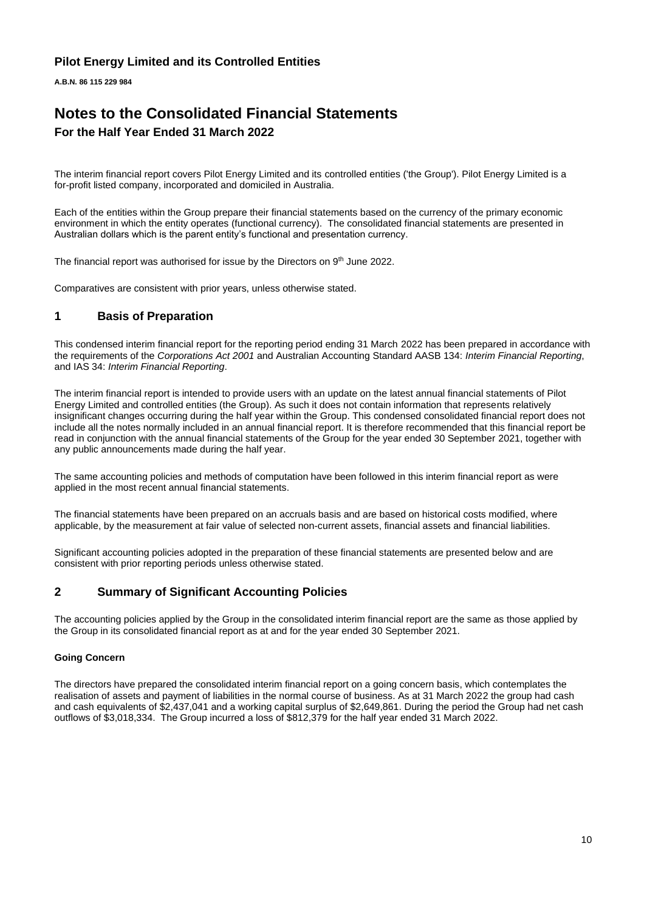**Pilot Energy Limited and its Controlled Entities**

**A.B.N. 86 115 229 984**

# Notes to the Consolidated Financial Statements

## For the Half Year Ended 31 March 2022

The interim financial report covers Pilot Energy Limited and its controlled entities ('the Group'). Pilot Energy Limited is a for-profit listed company, incorporated and domiciled in Australia.

Each of the entities within the Group prepare their financial statements based on the currency of the primary economic environment in which the entity operates (functional currency). The consolidated financial statements are presented in Australian dollars which is the parent entity's functional and presentation currency.

The financial report was authorised for issue by the Directors on 9th June 2022.

Comparatives are consistent with prior years, unless otherwise stated.

## 1 Basis of Preparation

This condensed interim financial report for the reporting period ending 31 March 2022 has been prepared in accordance with the requirements of the *Corporations Act 2001* and Australian Accounting Standard AASB 134: *Interim Financial Reporting*, and IAS 34: *Interim Financial Reporting*.

The interim financial report is intended to provide users with an update on the latest annual financial statements of Pilot Energy Limited and controlled entities (the Group). As such it does not contain information that represents relatively insignificant changes occurring during the half year within the Group. This condensed consolidated financial report does not include all the notes normally included in an annual financial report. It is therefore recommended that this financial report be read in conjunction with the annual financial statements of the Group for the year ended 30 September 2021, together with any public announcements made during the half year.

The same accounting policies and methods of computation have been followed in this interim financial report as were applied in the most recent annual financial statements.

The financial statements have been prepared on an accruals basis and are based on historical costs modified, where applicable, by the measurement at fair value of selected non-current assets, financial assets and financial liabilities.

Significant accounting policies adopted in the preparation of these financial statements are presented below and are consistent with prior reporting periods unless otherwise stated.

## 2 Summary of Significant Accounting Policies

The accounting policies applied by the Group in the consolidated interim financial report are the same as those applied by the Group in its consolidated financial report as at and for the year ended 30 September 2021.

**Going Concern**

The directors have prepared the consolidated interim financial report on a going concern basis, which contemplates the realisation of assets and payment of liabilities in the normal course of business. As at 31 March 2022 the group had cash and cash equivalents of $2,437,041 and a working capital surplus of $2,649,861. During the period the Group had net cash outflows of $3,018,334. The Group incurred a loss of $812,379 for the half year ended 31 March 2022.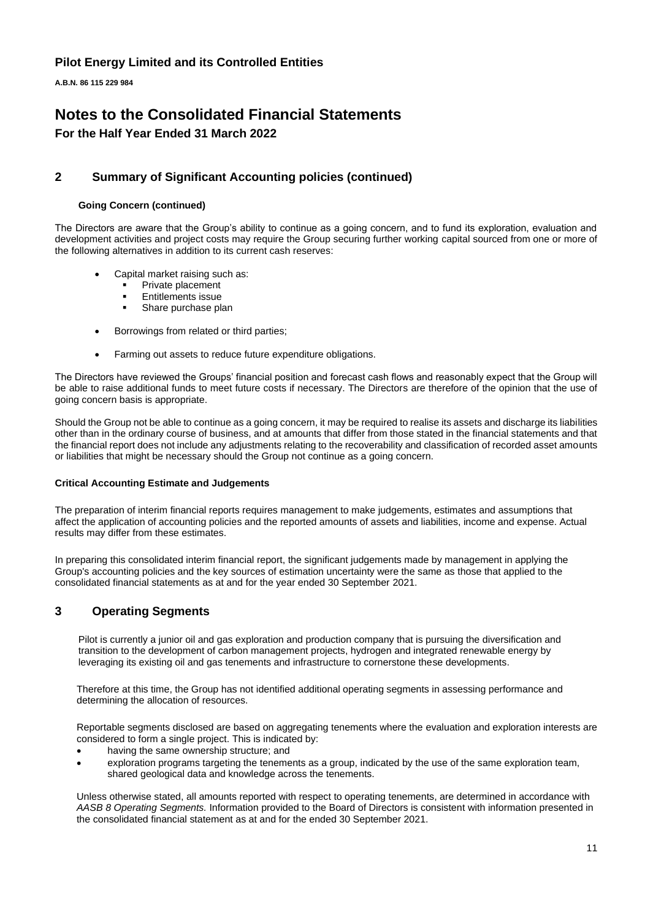## 2 Summary of Significant Accounting policies (continued)

### Going Concern (continued)

The Directors are aware that the Group's ability to continue as a going concern, and to fund its exploration, evaluation and development activities and project costs may require the Group securing further working capital sourced from one or more of the following alternatives in addition to its current cash reserves:

- Capital market raising such as:
  - Private placement
  - Entitlements issue
  - Share purchase plan
- Borrowings from related or third parties;
- Farming out assets to reduce future expenditure obligations.

The Directors have reviewed the Groups' financial position and forecast cash flows and reasonably expect that the Group will be able to raise additional funds to meet future costs if necessary. The Directors are therefore of the opinion that the use of going concern basis is appropriate.

Should the Group not be able to continue as a going concern, it may be required to realise its assets and discharge its liabilities other than in the ordinary course of business, and at amounts that differ from those stated in the financial statements and that the financial report does not include any adjustments relating to the recoverability and classification of recorded asset amounts or liabilities that might be necessary should the Group not continue as a going concern.

### Critical Accounting Estimate and Judgements

The preparation of interim financial reports requires management to make judgements, estimates and assumptions that affect the application of accounting policies and the reported amounts of assets and liabilities, income and expense. Actual results may differ from these estimates.

In preparing this consolidated interim financial report, the significant judgements made by management in applying the Group's accounting policies and the key sources of estimation uncertainty were the same as those that applied to the consolidated financial statements as at and for the year ended 30 September 2021.

## 3 Operating Segments

Pilot is currently a junior oil and gas exploration and production company that is pursuing the diversification and transition to the development of carbon management projects, hydrogen and integrated renewable energy by leveraging its existing oil and gas tenements and infrastructure to cornerstone these developments.

Therefore at this time, the Group has not identified additional operating segments in assessing performance and determining the allocation of resources.

Reportable segments disclosed are based on aggregating tenements where the evaluation and exploration interests are considered to form a single project. This is indicated by:

- having the same ownership structure; and
- exploration programs targeting the tenements as a group, indicated by the use of the same exploration team, shared geological data and knowledge across the tenements.

Unless otherwise stated, all amounts reported with respect to operating tenements, are determined in accordance with *AASB 8 Operating Segments.* Information provided to the Board of Directors is consistent with information presented in the consolidated financial statement as at and for the ended 30 September 2021.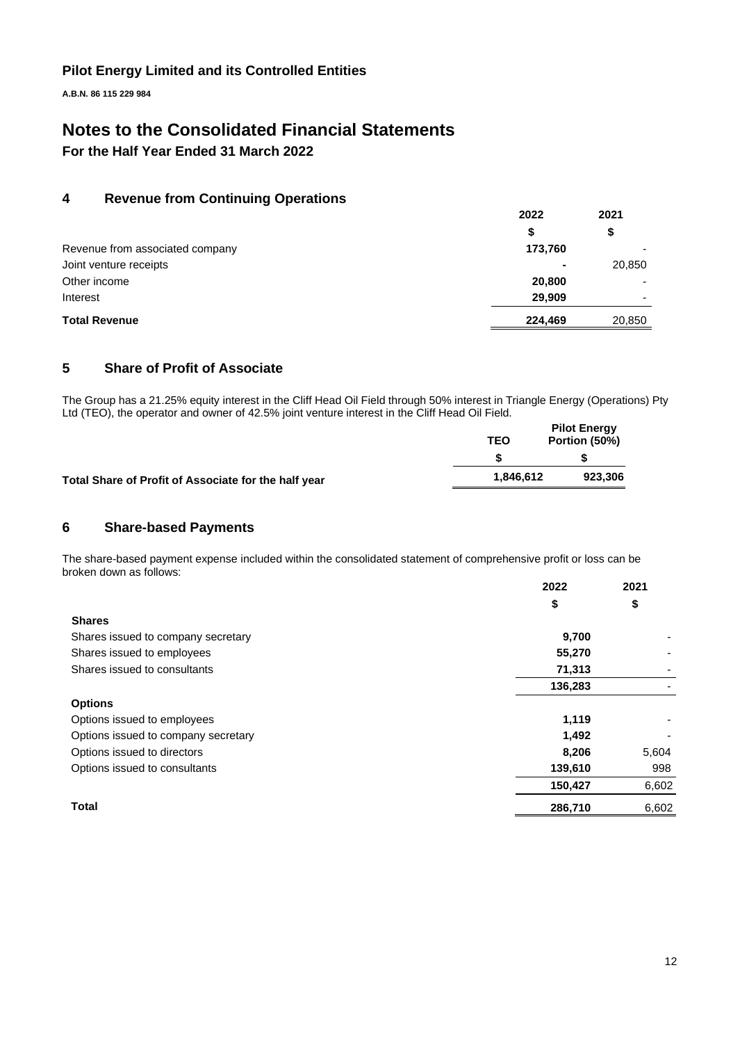**Pilot Energy Limited and its Controlled Entities**

**A.B.N. 86 115 229 984**

# Notes to the Consolidated Financial Statements

**For the Half Year Ended 31 March 2022**

## 4 Revenue from Continuing Operations

| | 2022 | 2021 |
|---|---|---|
| | $ | $ |
| Revenue from associated company | **173,760** | - |
| Joint venture receipts | **-** | 20,850 |
| Other income | **20,800** | - |
| Interest | **29,909** | - |
| **Total Revenue** | **224,469** | 20,850 |

## 5 Share of Profit of Associate

The Group has a 21.25% equity interest in the Cliff Head Oil Field through 50% interest in Triangle Energy (Operations) Pty Ltd (TEO), the operator and owner of 42.5% joint venture interest in the Cliff Head Oil Field.

| | TEO | Pilot Energy Portion (50%) |
|---|---|---|
| | $ | $ |
| **Total Share of Profit of Associate for the half year** | **1,846,612** | **923,306** |

## 6 Share-based Payments

The share-based payment expense included within the consolidated statement of comprehensive profit or loss can be broken down as follows:

| | 2022 | 2021 |
|---|---|---|
| | $ | $ |
| **Shares** | | |
| Shares issued to company secretary | **9,700** | - |
| Shares issued to employees | **55,270** | - |
| Shares issued to consultants | **71,313** | - |
| | **136,283** | - |
| **Options** | | |
| Options issued to employees | **1,119** | - |
| Options issued to company secretary | **1,492** | - |
| Options issued to directors | **8,206** | 5,604 |
| Options issued to consultants | **139,610** | 998 |
| | **150,427** | 6,602 |
| **Total** | **286,710** | 6,602 |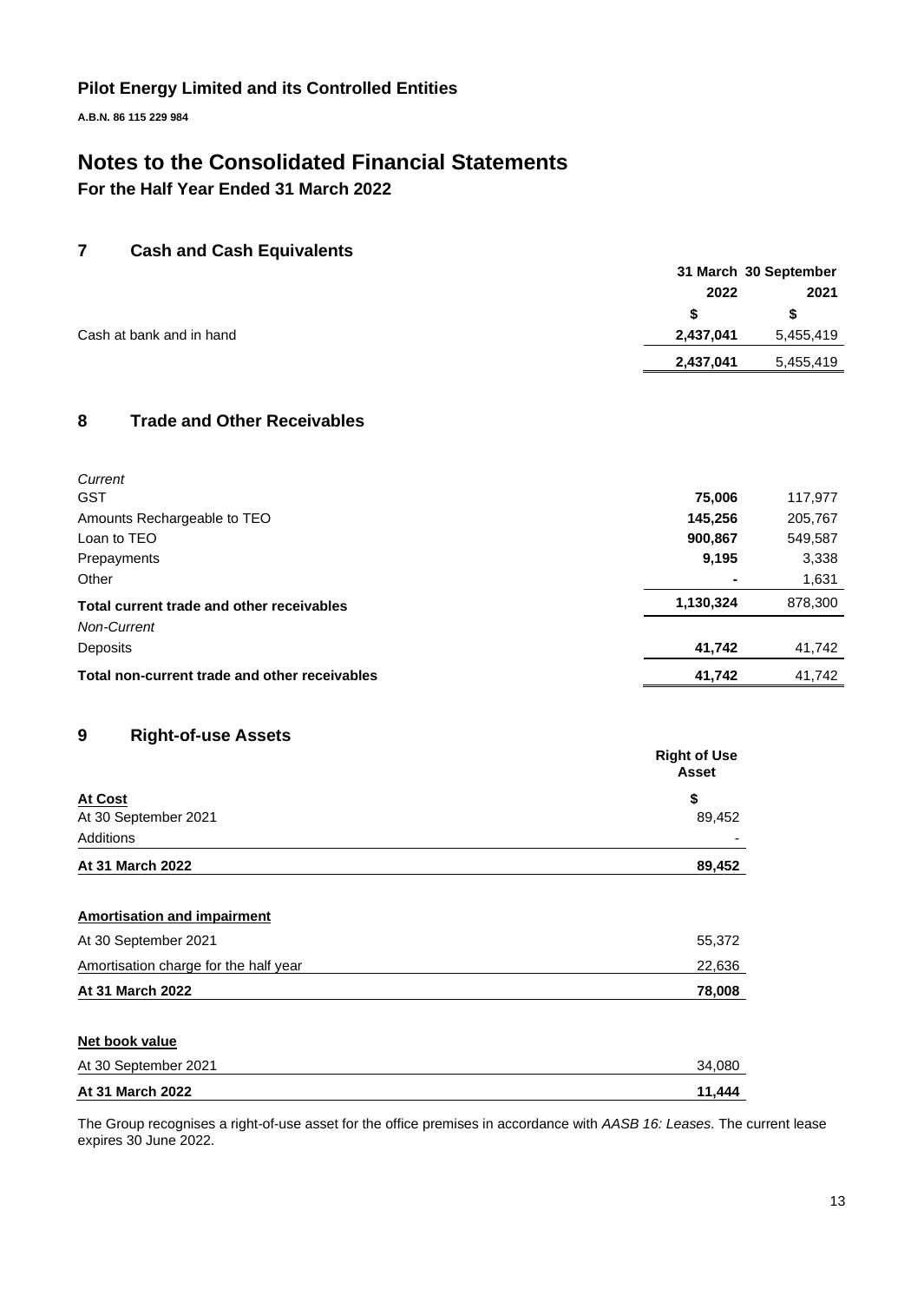Pilot Energy Limited and its Controlled Entities

A.B.N. 86 115 229 984

# Notes to the Consolidated Financial Statements

**For the Half Year Ended 31 March 2022**

## 7 Cash and Cash Equivalents

| | 31 March 2022 | 30 September 2021 |
|---|---|---|
| | $ | $ |
| Cash at bank and in hand | **2,437,041** | 5,455,419 |
| | **2,437,041** | 5,455,419 |

## 8 Trade and Other Receivables

| | 31 March 2022 | 30 September 2021 |
|---|---|---|
| *Current* | | |
| GST | **75,006** | 117,977 |
| Amounts Rechargeable to TEO | **145,256** | 205,767 |
| Loan to TEO | **900,867** | 549,587 |
| Prepayments | **9,195** | 3,338 |
| Other | **-** | 1,631 |
| **Total current trade and other receivables** | **1,130,324** | 878,300 |
| *Non-Current* | | |
| Deposits | **41,742** | 41,742 |
| **Total non-current trade and other receivables** | **41,742** | 41,742 |

## 9 Right-of-use Assets

| | Right of Use Asset |
|---|---|
| **At Cost** | $ |
| At 30 September 2021 | 89,452 |
| Additions | - |
| **At 31 March 2022** | **89,452** |
| | |
| **Amortisation and impairment** | |
| At 30 September 2021 | 55,372 |
| Amortisation charge for the half year | 22,636 |
| **At 31 March 2022** | **78,008** |
| | |
| **Net book value** | |
| At 30 September 2021 | 34,080 |
| **At 31 March 2022** | **11,444** |

The Group recognises a right-of-use asset for the office premises in accordance with *AASB 16: Leases.* The current lease expires 30 June 2022.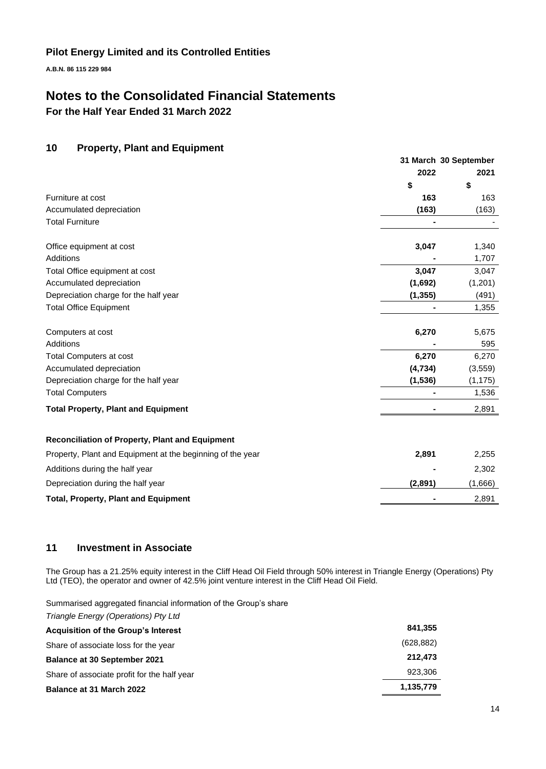**Pilot Energy Limited and its Controlled Entities**

**A.B.N. 86 115 229 984**

# Notes to the Consolidated Financial Statements

**For the Half Year Ended 31 March 2022**

## 10 Property, Plant and Equipment

| | 31 March 2022 | 30 September 2021 |
|---|---|---|
| | $ | $ |
| Furniture at cost | **163** | 163 |
| Accumulated depreciation | **(163)** | (163) |
| Total Furniture | **-** | - |
| | | |
| Office equipment at cost | **3,047** | 1,340 |
| Additions | **-** | 1,707 |
| Total Office equipment at cost | **3,047** | 3,047 |
| Accumulated depreciation | **(1,692)** | (1,201) |
| Depreciation charge for the half year | **(1,355)** | (491) |
| Total Office Equipment | **-** | 1,355 |
| | | |
| Computers at cost | **6,270** | 5,675 |
| Additions | **-** | 595 |
| Total Computers at cost | **6,270** | 6,270 |
| Accumulated depreciation | **(4,734)** | (3,559) |
| Depreciation charge for the half year | **(1,536)** | (1,175) |
| Total Computers | **-** | 1,536 |
| **Total Property, Plant and Equipment** | **-** | 2,891 |

**Reconciliation of Property, Plant and Equipment**

| | 31 March 2022 | 30 September 2021 |
|---|---|---|
| Property, Plant and Equipment at the beginning of the year | **2,891** | 2,255 |
| Additions during the half year | **-** | 2,302 |
| Depreciation during the half year | **(2,891)** | (1,666) |
| **Total, Property, Plant and Equipment** | **-** | 2,891 |

## 11 Investment in Associate

The Group has a 21.25% equity interest in the Cliff Head Oil Field through 50% interest in Triangle Energy (Operations) Pty Ltd (TEO), the operator and owner of 42.5% joint venture interest in the Cliff Head Oil Field.

Summarised aggregated financial information of the Group's share

*Triangle Energy (Operations) Pty Ltd*

| | |
|---|---|
| **Acquisition of the Group's Interest** | **841,355** |
| Share of associate loss for the year | (628,882) |
| **Balance at 30 September 2021** | **212,473** |
| Share of associate profit for the half year | 923,306 |
| **Balance at 31 March 2022** | **1,135,779** |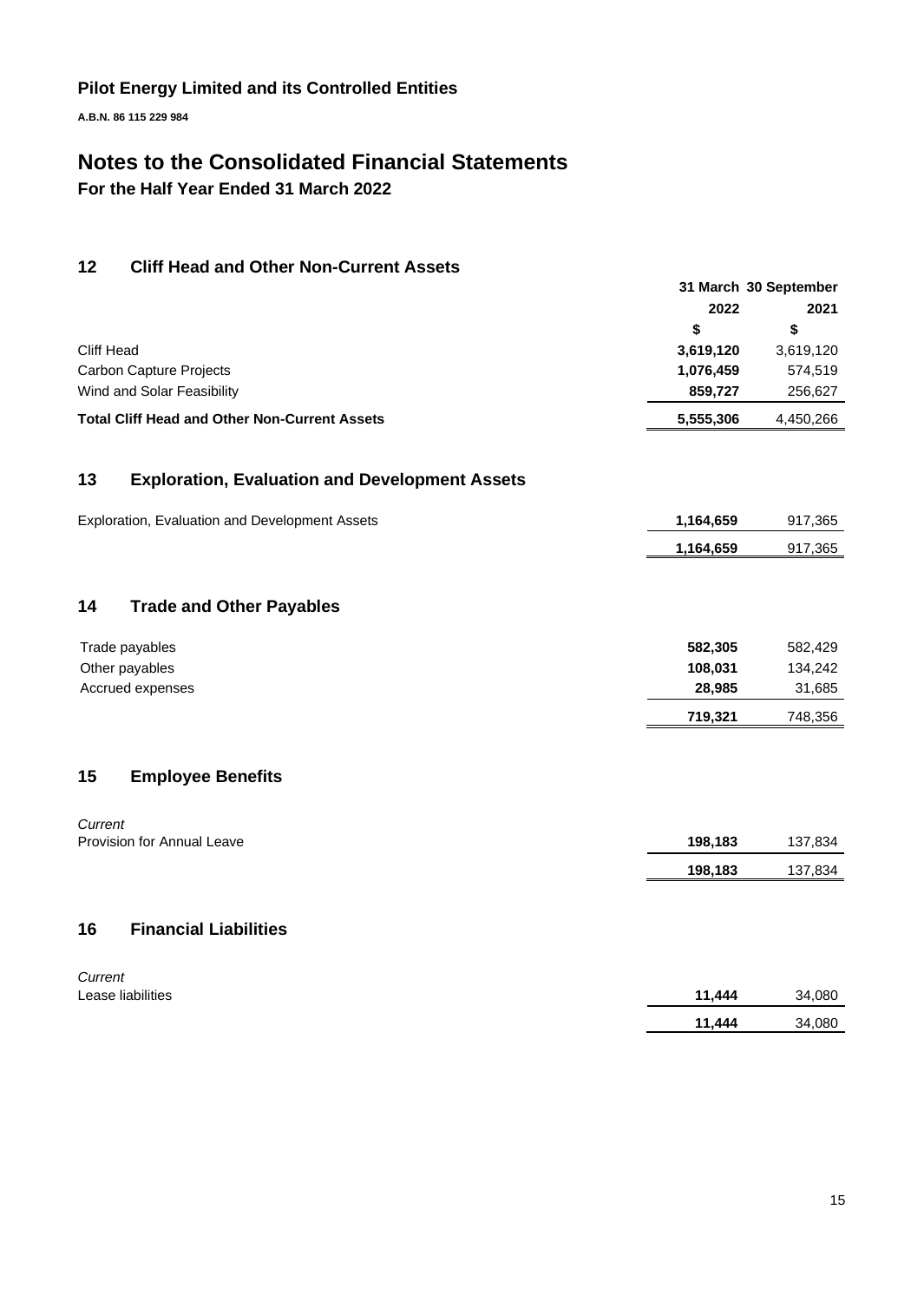**Pilot Energy Limited and its Controlled Entities**

**A.B.N. 86 115 229 984**

# Notes to the Consolidated Financial Statements

**For the Half Year Ended 31 March 2022**

## 12 Cliff Head and Other Non-Current Assets

| | 31 March 2022 | 30 September 2021 |
|---|---|---|
| | $ | $ |
| Cliff Head | **3,619,120** | 3,619,120 |
| Carbon Capture Projects | **1,076,459** | 574,519 |
| Wind and Solar Feasibility | **859,727** | 256,627 |
| **Total Cliff Head and Other Non-Current Assets** | **5,555,306** | 4,450,266 |

## 13 Exploration, Evaluation and Development Assets

| | 31 March 2022 | 30 September 2021 |
|---|---|---|
| Exploration, Evaluation and Development Assets | **1,164,659** | 917,365 |
| | **1,164,659** | 917,365 |

## 14 Trade and Other Payables

| | 31 March 2022 | 30 September 2021 |
|---|---|---|
| Trade payables | **582,305** | 582,429 |
| Other payables | **108,031** | 134,242 |
| Accrued expenses | **28,985** | 31,685 |
| | **719,321** | 748,356 |

## 15 Employee Benefits

| | 31 March 2022 | 30 September 2021 |
|---|---|---|
| *Current* | | |
| Provision for Annual Leave | **198,183** | 137,834 |
| | **198,183** | 137,834 |

## 16 Financial Liabilities

| | 31 March 2022 | 30 September 2021 |
|---|---|---|
| *Current* | | |
| Lease liabilities | **11,444** | 34,080 |
| | **11,444** | 34,080 |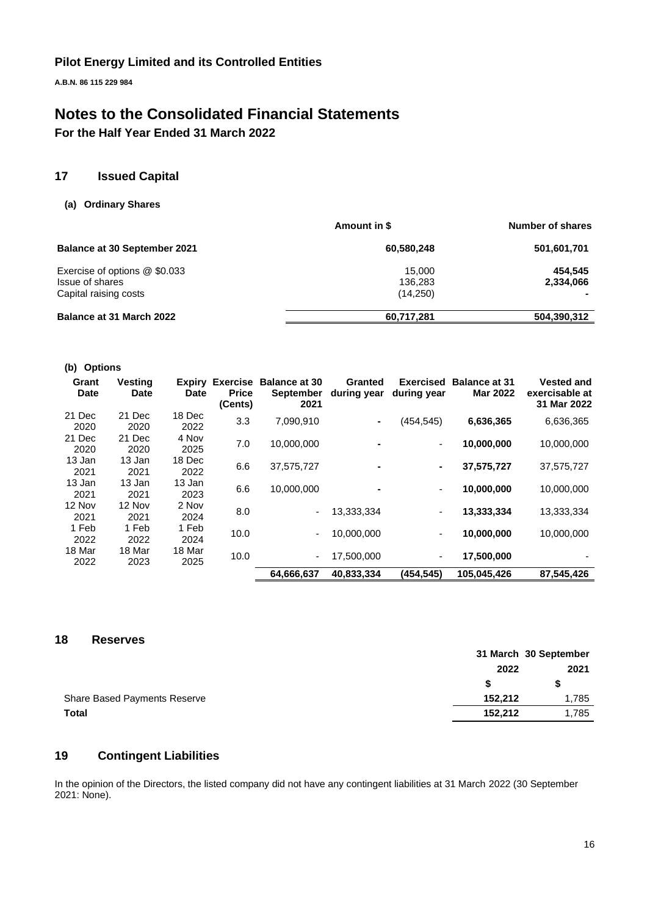Pilot Energy Limited and its Controlled Entities

**A.B.N. 86 115 229 984**

# Notes to the Consolidated Financial Statements

## For the Half Year Ended 31 March 2022

### 17 Issued Capital

**(a) Ordinary Shares**

| | Amount in $ | Number of shares |
|---|---|---|
| **Balance at 30 September 2021** | **60,580,248** | **501,601,701** |
| Exercise of options @ $0.033 | 15,000 | **454,545** |
| Issue of shares | 136,283 | **2,334,066** |
| Capital raising costs | (14,250) | **-** |
| **Balance at 31 March 2022** | **60,717,281** | **504,390,312** |

**(b) Options**

| Grant Date | Vesting Date | Expiry Date | Exercise Price (Cents) | Balance at 30 September 2021 | Granted during year | Exercised during year | Balance at 31 Mar 2022 | Vested and exercisable at 31 Mar 2022 |
|---|---|---|---|---|---|---|---|---|
| 21 Dec 2020 | 21 Dec 2020 | 18 Dec 2022 | 3.3 | 7,090,910 | - | (454,545) | **6,636,365** | 6,636,365 |
| 21 Dec 2020 | 21 Dec 2020 | 4 Nov 2025 | 7.0 | 10,000,000 | - | - | **10,000,000** | 10,000,000 |
| 13 Jan 2021 | 13 Jan 2021 | 18 Dec 2022 | 6.6 | 37,575,727 | - | - | **37,575,727** | 37,575,727 |
| 13 Jan 2021 | 13 Jan 2021 | 13 Jan 2023 | 6.6 | 10,000,000 | - | - | **10,000,000** | 10,000,000 |
| 12 Nov 2021 | 12 Nov 2021 | 2 Nov 2024 | 8.0 | - | 13,333,334 | - | **13,333,334** | 13,333,334 |
| 1 Feb 2022 | 1 Feb 2022 | 1 Feb 2024 | 10.0 | - | 10,000,000 | - | **10,000,000** | 10,000,000 |
| 18 Mar 2022 | 18 Mar 2023 | 18 Mar 2025 | 10.0 | - | 17,500,000 | - | **17,500,000** | - |
| | | | | **64,666,637** | **40,833,334** | **(454,545)** | **105,045,426** | **87,545,426** |

### 18 Reserves

| | 31 March 2022 | 30 September 2021 |
|---|---|---|
| | $ | $ |
| Share Based Payments Reserve | **152,212** | 1,785 |
| **Total** | **152,212** | 1,785 |

### 19 Contingent Liabilities

In the opinion of the Directors, the listed company did not have any contingent liabilities at 31 March 2022 (30 September 2021: None).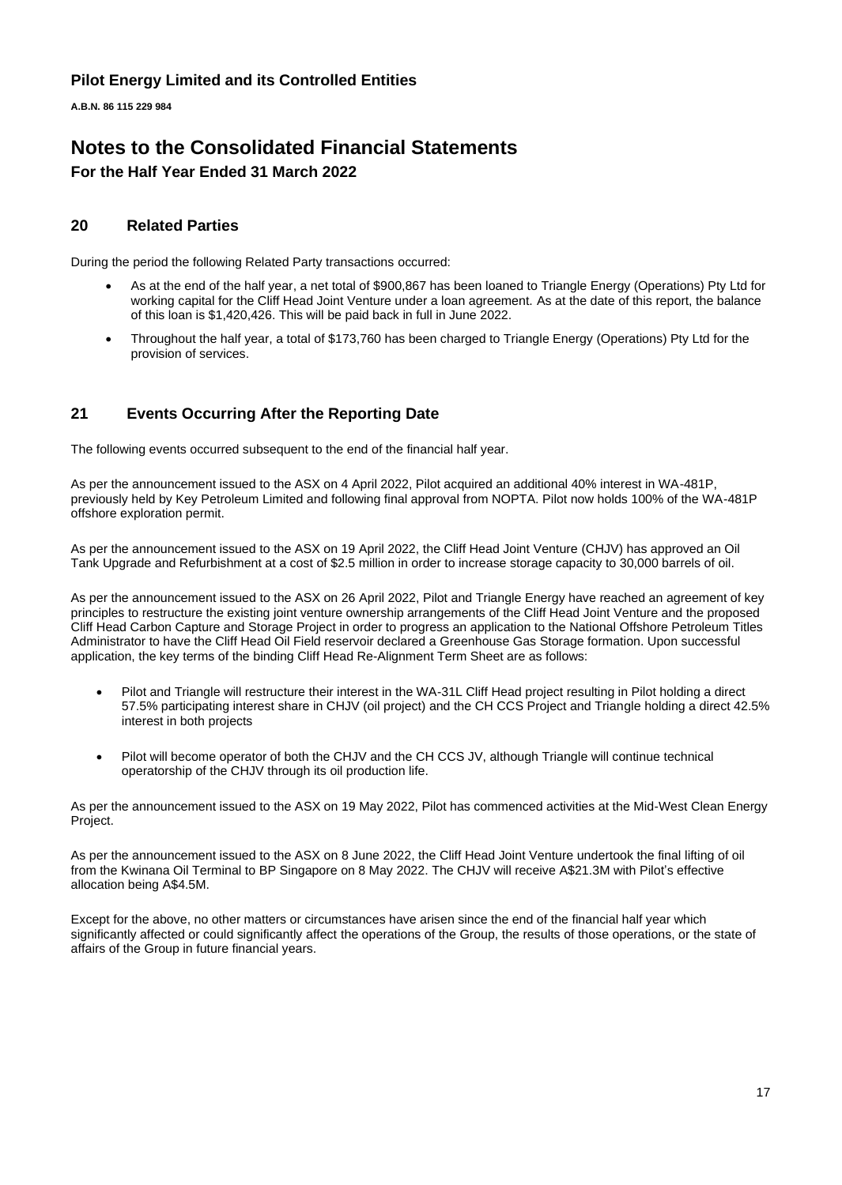## 20 Related Parties

During the period the following Related Party transactions occurred:

- As at the end of the half year, a net total of $900,867 has been loaned to Triangle Energy (Operations) Pty Ltd for working capital for the Cliff Head Joint Venture under a loan agreement. As at the date of this report, the balance of this loan is $1,420,426. This will be paid back in full in June 2022.
- Throughout the half year, a total of $173,760 has been charged to Triangle Energy (Operations) Pty Ltd for the provision of services.

## 21 Events Occurring After the Reporting Date

The following events occurred subsequent to the end of the financial half year.

As per the announcement issued to the ASX on 4 April 2022, Pilot acquired an additional 40% interest in WA-481P, previously held by Key Petroleum Limited and following final approval from NOPTA. Pilot now holds 100% of the WA-481P offshore exploration permit.

As per the announcement issued to the ASX on 19 April 2022, the Cliff Head Joint Venture (CHJV) has approved an Oil Tank Upgrade and Refurbishment at a cost of $2.5 million in order to increase storage capacity to 30,000 barrels of oil.

As per the announcement issued to the ASX on 26 April 2022, Pilot and Triangle Energy have reached an agreement of key principles to restructure the existing joint venture ownership arrangements of the Cliff Head Joint Venture and the proposed Cliff Head Carbon Capture and Storage Project in order to progress an application to the National Offshore Petroleum Titles Administrator to have the Cliff Head Oil Field reservoir declared a Greenhouse Gas Storage formation. Upon successful application, the key terms of the binding Cliff Head Re-Alignment Term Sheet are as follows:

- Pilot and Triangle will restructure their interest in the WA-31L Cliff Head project resulting in Pilot holding a direct 57.5% participating interest share in CHJV (oil project) and the CH CCS Project and Triangle holding a direct 42.5% interest in both projects
- Pilot will become operator of both the CHJV and the CH CCS JV, although Triangle will continue technical operatorship of the CHJV through its oil production life.

As per the announcement issued to the ASX on 19 May 2022, Pilot has commenced activities at the Mid-West Clean Energy Project.

As per the announcement issued to the ASX on 8 June 2022, the Cliff Head Joint Venture undertook the final lifting of oil from the Kwinana Oil Terminal to BP Singapore on 8 May 2022. The CHJV will receive A$21.3M with Pilot's effective allocation being A$4.5M.

Except for the above, no other matters or circumstances have arisen since the end of the financial half year which significantly affected or could significantly affect the operations of the Group, the results of those operations, or the state of affairs of the Group in future financial years.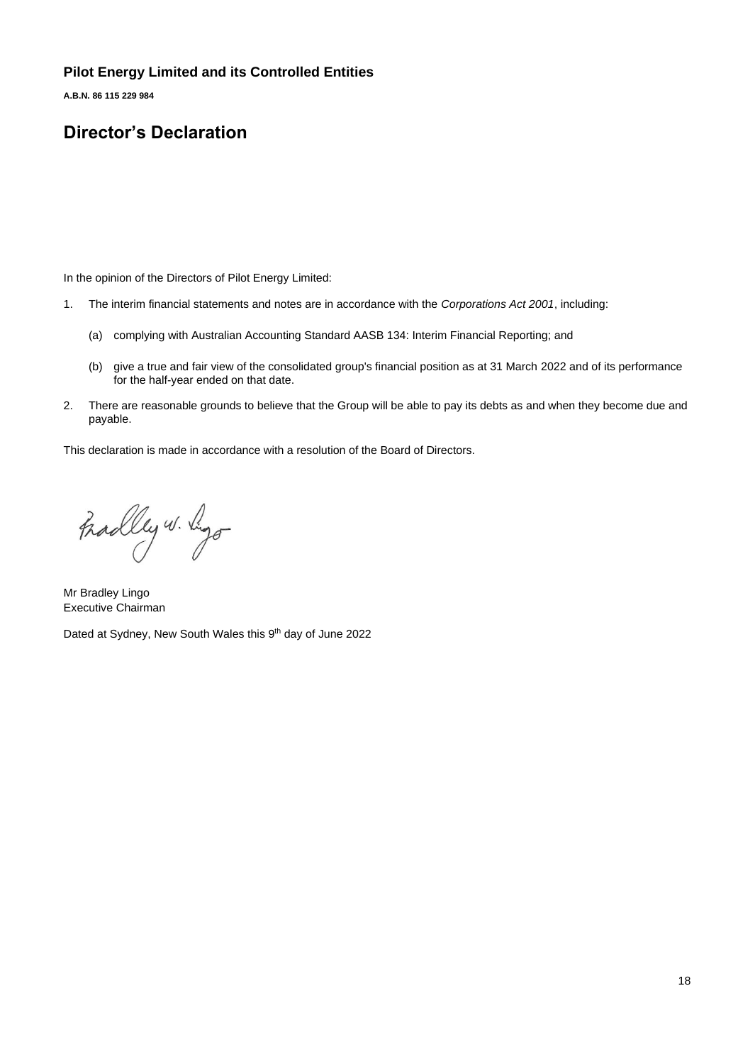**Pilot Energy Limited and its Controlled Entities**

**A.B.N. 86 115 229 984**

# Director's Declaration

In the opinion of the Directors of Pilot Energy Limited:

1. The interim financial statements and notes are in accordance with the *Corporations Act 2001*, including:

   (a) complying with Australian Accounting Standard AASB 134: Interim Financial Reporting; and

   (b) give a true and fair view of the consolidated group's financial position as at 31 March 2022 and of its performance for the half-year ended on that date.

2. There are reasonable grounds to believe that the Group will be able to pay its debts as and when they become due and payable.

This declaration is made in accordance with a resolution of the Board of Directors.

Mr Bradley Lingo
Executive Chairman

Dated at Sydney, New South Wales this 9th day of June 2022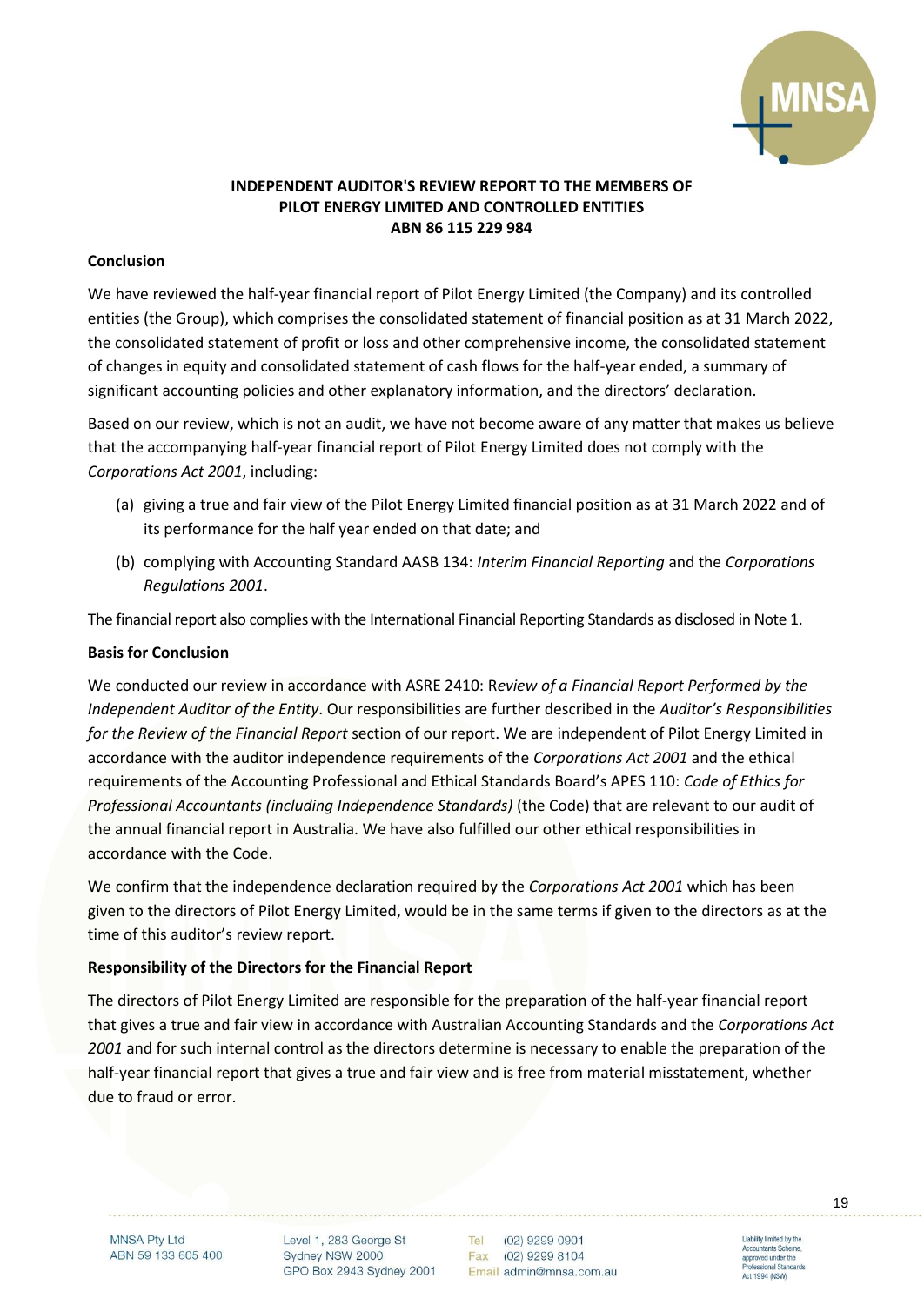**INDEPENDENT AUDITOR'S REVIEW REPORT TO THE MEMBERS OF PILOT ENERGY LIMITED AND CONTROLLED ENTITIES ABN 86 115 229 984**

**Conclusion**

We have reviewed the half-year financial report of Pilot Energy Limited (the Company) and its controlled entities (the Group), which comprises the consolidated statement of financial position as at 31 March 2022, the consolidated statement of profit or loss and other comprehensive income, the consolidated statement of changes in equity and consolidated statement of cash flows for the half-year ended, a summary of significant accounting policies and other explanatory information, and the directors' declaration.

Based on our review, which is not an audit, we have not become aware of any matter that makes us believe that the accompanying half-year financial report of Pilot Energy Limited does not comply with the *Corporations Act 2001*, including:

(a) giving a true and fair view of the Pilot Energy Limited financial position as at 31 March 2022 and of its performance for the half year ended on that date; and

(b) complying with Accounting Standard AASB 134: *Interim Financial Reporting* and the *Corporations Regulations 2001*.

The financial report also complies with the International Financial Reporting Standards as disclosed in Note 1.

**Basis for Conclusion**

We conducted our review in accordance with ASRE 2410: R*eview of a Financial Report Performed by the Independent Auditor of the Entity*. Our responsibilities are further described in the *Auditor's Responsibilities for the Review of the Financial Report* section of our report. We are independent of Pilot Energy Limited in accordance with the auditor independence requirements of the *Corporations Act 2001* and the ethical requirements of the Accounting Professional and Ethical Standards Board's APES 110: *Code of Ethics for Professional Accountants (including Independence Standards)* (the Code) that are relevant to our audit of the annual financial report in Australia. We have also fulfilled our other ethical responsibilities in accordance with the Code.

We confirm that the independence declaration required by the *Corporations Act 2001* which has been given to the directors of Pilot Energy Limited, would be in the same terms if given to the directors as at the time of this auditor's review report.

**Responsibility of the Directors for the Financial Report**

The directors of Pilot Energy Limited are responsible for the preparation of the half-year financial report that gives a true and fair view in accordance with Australian Accounting Standards and the *Corporations Act 2001* and for such internal control as the directors determine is necessary to enable the preparation of the half-year financial report that gives a true and fair view and is free from material misstatement, whether due to fraud or error.

MNSA Pty Ltd ABN 59 133 605 400 | Level 1, 283 George St Sydney NSW 2000 GPO Box 2943 Sydney 2001 | Tel (02) 9299 0901 Fax (02) 9299 8104 Email admin@mnsa.com.au | Liability limited by the Accountants Scheme, approved under the Professional Standards Act 1994 (NSW)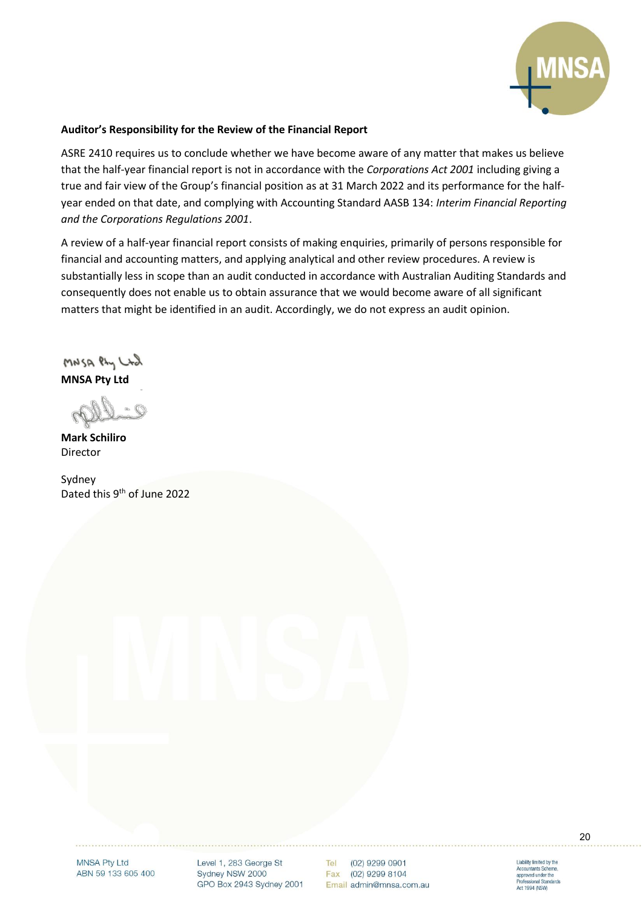## Auditor's Responsibility for the Review of the Financial Report

ASRE 2410 requires us to conclude whether we have become aware of any matter that makes us believe that the half-year financial report is not in accordance with the *Corporations Act 2001* including giving a true and fair view of the Group's financial position as at 31 March 2022 and its performance for the half-year ended on that date, and complying with Accounting Standard AASB 134: *Interim Financial Reporting and the Corporations Regulations 2001*.

A review of a half-year financial report consists of making enquiries, primarily of persons responsible for financial and accounting matters, and applying analytical and other review procedures. A review is substantially less in scope than an audit conducted in accordance with Australian Auditing Standards and consequently does not enable us to obtain assurance that we would become aware of all significant matters that might be identified in an audit. Accordingly, we do not express an audit opinion.

MNSA Pty Ltd

**MNSA Pty Ltd**

**Mark Schiliro**
Director

Sydney
Dated this 9th of June 2022

MNSA Pty Ltd
ABN 59 133 605 400

Level 1, 283 George St
Sydney NSW 2000
GPO Box 2943 Sydney 2001

Tel (02) 9299 0901
Fax (02) 9299 8104
Email admin@mnsa.com.au

Liability limited by the Accountants Scheme, approved under the Professional Standards Act 1994 (NSW)